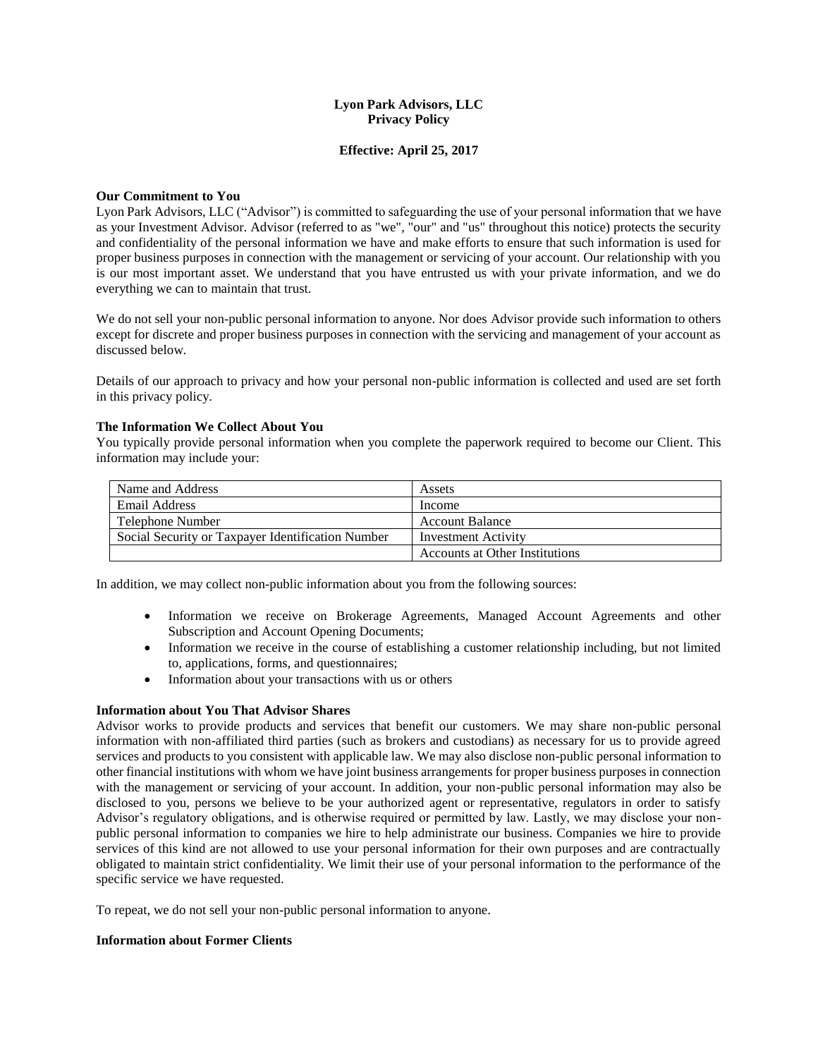# Lyon Park Advisors, LLC
# Privacy Policy

**Effective: April 25, 2017**

### Our Commitment to You

Lyon Park Advisors, LLC ("Advisor") is committed to safeguarding the use of your personal information that we have as your Investment Advisor. Advisor (referred to as "we", "our" and "us" throughout this notice) protects the security and confidentiality of the personal information we have and make efforts to ensure that such information is used for proper business purposes in connection with the management or servicing of your account. Our relationship with you is our most important asset. We understand that you have entrusted us with your private information, and we do everything we can to maintain that trust.

We do not sell your non-public personal information to anyone. Nor does Advisor provide such information to others except for discrete and proper business purposes in connection with the servicing and management of your account as discussed below.

Details of our approach to privacy and how your personal non-public information is collected and used are set forth in this privacy policy.

### The Information We Collect About You

You typically provide personal information when you complete the paperwork required to become our Client. This information may include your:

| Name and Address | Assets |
|---|---|
| Email Address | Income |
| Telephone Number | Account Balance |
| Social Security or Taxpayer Identification Number | Investment Activity |
| | Accounts at Other Institutions |

In addition, we may collect non-public information about you from the following sources:

- Information we receive on Brokerage Agreements, Managed Account Agreements and other Subscription and Account Opening Documents;
- Information we receive in the course of establishing a customer relationship including, but not limited to, applications, forms, and questionnaires;
- Information about your transactions with us or others

### Information about You That Advisor Shares

Advisor works to provide products and services that benefit our customers. We may share non-public personal information with non-affiliated third parties (such as brokers and custodians) as necessary for us to provide agreed services and products to you consistent with applicable law. We may also disclose non-public personal information to other financial institutions with whom we have joint business arrangements for proper business purposes in connection with the management or servicing of your account. In addition, your non-public personal information may also be disclosed to you, persons we believe to be your authorized agent or representative, regulators in order to satisfy Advisor's regulatory obligations, and is otherwise required or permitted by law. Lastly, we may disclose your non-public personal information to companies we hire to help administrate our business. Companies we hire to provide services of this kind are not allowed to use your personal information for their own purposes and are contractually obligated to maintain strict confidentiality. We limit their use of your personal information to the performance of the specific service we have requested.

To repeat, we do not sell your non-public personal information to anyone.

### Information about Former Clients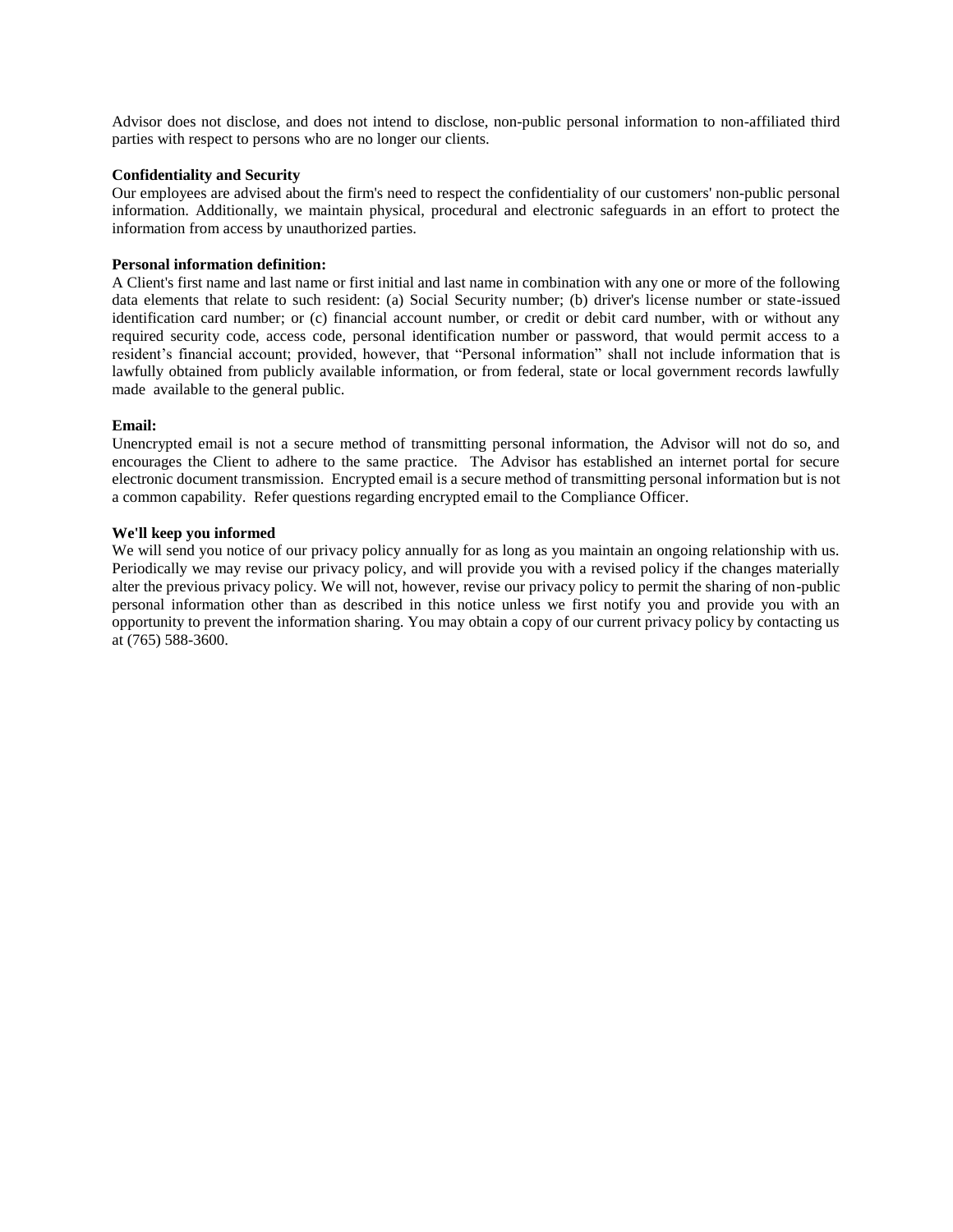Advisor does not disclose, and does not intend to disclose, non-public personal information to non-affiliated third parties with respect to persons who are no longer our clients.

**Confidentiality and Security**

Our employees are advised about the firm's need to respect the confidentiality of our customers' non-public personal information. Additionally, we maintain physical, procedural and electronic safeguards in an effort to protect the information from access by unauthorized parties.

**Personal information definition:**

A Client's first name and last name or first initial and last name in combination with any one or more of the following data elements that relate to such resident: (a) Social Security number; (b) driver's license number or state-issued identification card number; or (c) financial account number, or credit or debit card number, with or without any required security code, access code, personal identification number or password, that would permit access to a resident's financial account; provided, however, that "Personal information" shall not include information that is lawfully obtained from publicly available information, or from federal, state or local government records lawfully made available to the general public.

**Email:**

Unencrypted email is not a secure method of transmitting personal information, the Advisor will not do so, and encourages the Client to adhere to the same practice. The Advisor has established an internet portal for secure electronic document transmission. Encrypted email is a secure method of transmitting personal information but is not a common capability. Refer questions regarding encrypted email to the Compliance Officer.

**We'll keep you informed**

We will send you notice of our privacy policy annually for as long as you maintain an ongoing relationship with us. Periodically we may revise our privacy policy, and will provide you with a revised policy if the changes materially alter the previous privacy policy. We will not, however, revise our privacy policy to permit the sharing of non-public personal information other than as described in this notice unless we first notify you and provide you with an opportunity to prevent the information sharing. You may obtain a copy of our current privacy policy by contacting us at (765) 588-3600.